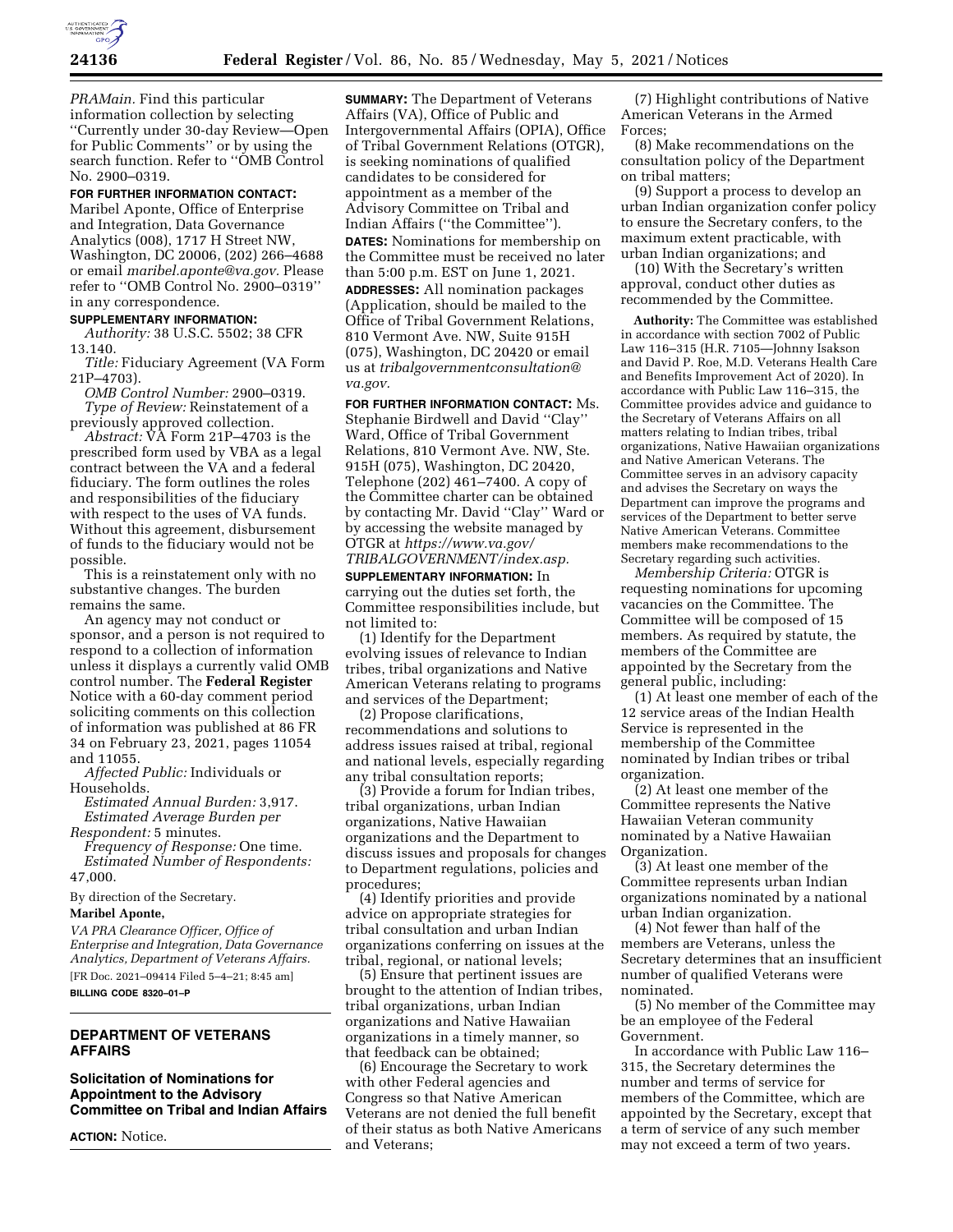*PRAMain.* Find this particular information collection by selecting ''Currently under 30-day Review—Open for Public Comments'' or by using the search function. Refer to ''OMB Control No. 2900–0319.

**FOR FURTHER INFORMATION CONTACT:** Maribel Aponte, Office of Enterprise and Integration, Data Governance Analytics (008), 1717 H Street NW, Washington, DC 20006, (202) 266–4688 or email *maribel.aponte@va.gov.* Please refer to ''OMB Control No. 2900–0319'' in any correspondence.

**SUPPLEMENTARY INFORMATION:**

*Authority:* 38 U.S.C. 5502; 38 CFR 13.140.

*Title:* Fiduciary Agreement (VA Form 21P–4703).

*OMB Control Number:* 2900–0319.

*Type of Review:* Reinstatement of a previously approved collection.

*Abstract:* VA Form 21P–4703 is the prescribed form used by VBA as a legal contract between the VA and a federal fiduciary. The form outlines the roles and responsibilities of the fiduciary with respect to the uses of VA funds. Without this agreement, disbursement of funds to the fiduciary would not be possible.

This is a reinstatement only with no substantive changes. The burden remains the same.

An agency may not conduct or sponsor, and a person is not required to respond to a collection of information unless it displays a currently valid OMB control number. The **Federal Register** Notice with a 60-day comment period soliciting comments on this collection of information was published at 86 FR 34 on February 23, 2021, pages 11054 and 11055.

*Affected Public:* Individuals or Households.

*Estimated Annual Burden:* 3,917.

*Estimated Average Burden per Respondent:* 5 minutes.

*Frequency of Response:* One time.

*Estimated Number of Respondents:* 47,000.

By direction of the Secretary.

**Maribel Aponte,**

*VA PRA Clearance Officer, Office of Enterprise and Integration, Data Governance Analytics, Department of Veterans Affairs.*

[FR Doc. 2021–09414 Filed 5–4–21; 8:45 am]

**BILLING CODE 8320–01–P**

## DEPARTMENT OF VETERANS AFFAIRS

### Solicitation of Nominations for Appointment to the Advisory Committee on Tribal and Indian Affairs

**ACTION:** Notice.

**SUMMARY:** The Department of Veterans Affairs (VA), Office of Public and Intergovernmental Affairs (OPIA), Office of Tribal Government Relations (OTGR), is seeking nominations of qualified candidates to be considered for appointment as a member of the Advisory Committee on Tribal and Indian Affairs (''the Committee'').

**DATES:** Nominations for membership on the Committee must be received no later than 5:00 p.m. EST on June 1, 2021.

**ADDRESSES:** All nomination packages (Application, should be mailed to the Office of Tribal Government Relations, 810 Vermont Ave. NW, Suite 915H (075), Washington, DC 20420 or email us at *tribalgovernmentconsultation@va.gov.*

**FOR FURTHER INFORMATION CONTACT:** Ms. Stephanie Birdwell and David ''Clay'' Ward, Office of Tribal Government Relations, 810 Vermont Ave. NW, Ste. 915H (075), Washington, DC 20420, Telephone (202) 461–7400. A copy of the Committee charter can be obtained by contacting Mr. David ''Clay'' Ward or by accessing the website managed by OTGR at *https://www.va.gov/TRIBALGOVERNMENT/index.asp.*

**SUPPLEMENTARY INFORMATION:** In carrying out the duties set forth, the Committee responsibilities include, but not limited to:

(1) Identify for the Department evolving issues of relevance to Indian tribes, tribal organizations and Native American Veterans relating to programs and services of the Department;

(2) Propose clarifications, recommendations and solutions to address issues raised at tribal, regional and national levels, especially regarding any tribal consultation reports;

(3) Provide a forum for Indian tribes, tribal organizations, urban Indian organizations, Native Hawaiian organizations and the Department to discuss issues and proposals for changes to Department regulations, policies and procedures;

(4) Identify priorities and provide advice on appropriate strategies for tribal consultation and urban Indian organizations conferring on issues at the tribal, regional, or national levels;

(5) Ensure that pertinent issues are brought to the attention of Indian tribes, tribal organizations, urban Indian organizations and Native Hawaiian organizations in a timely manner, so that feedback can be obtained;

(6) Encourage the Secretary to work with other Federal agencies and Congress so that Native American Veterans are not denied the full benefit of their status as both Native Americans and Veterans;

(7) Highlight contributions of Native American Veterans in the Armed Forces;

(8) Make recommendations on the consultation policy of the Department on tribal matters;

(9) Support a process to develop an urban Indian organization confer policy to ensure the Secretary confers, to the maximum extent practicable, with urban Indian organizations; and

(10) With the Secretary's written approval, conduct other duties as recommended by the Committee.

**Authority:** The Committee was established in accordance with section 7002 of Public Law 116–315 (H.R. 7105—Johnny Isakson and David P. Roe, M.D. Veterans Health Care and Benefits Improvement Act of 2020). In accordance with Public Law 116–315, the Committee provides advice and guidance to the Secretary of Veterans Affairs on all matters relating to Indian tribes, tribal organizations, Native Hawaiian organizations and Native American Veterans. The Committee serves in an advisory capacity and advises the Secretary on ways the Department can improve the programs and services of the Department to better serve Native American Veterans. Committee members make recommendations to the Secretary regarding such activities.

*Membership Criteria:* OTGR is requesting nominations for upcoming vacancies on the Committee. The Committee will be composed of 15 members. As required by statute, the members of the Committee are appointed by the Secretary from the general public, including:

(1) At least one member of each of the 12 service areas of the Indian Health Service is represented in the membership of the Committee nominated by Indian tribes or tribal organization.

(2) At least one member of the Committee represents the Native Hawaiian Veteran community nominated by a Native Hawaiian Organization.

(3) At least one member of the Committee represents urban Indian organizations nominated by a national urban Indian organization.

(4) Not fewer than half of the members are Veterans, unless the Secretary determines that an insufficient number of qualified Veterans were nominated.

(5) No member of the Committee may be an employee of the Federal Government.

In accordance with Public Law 116–315, the Secretary determines the number and terms of service for members of the Committee, which are appointed by the Secretary, except that a term of service of any such member may not exceed a term of two years.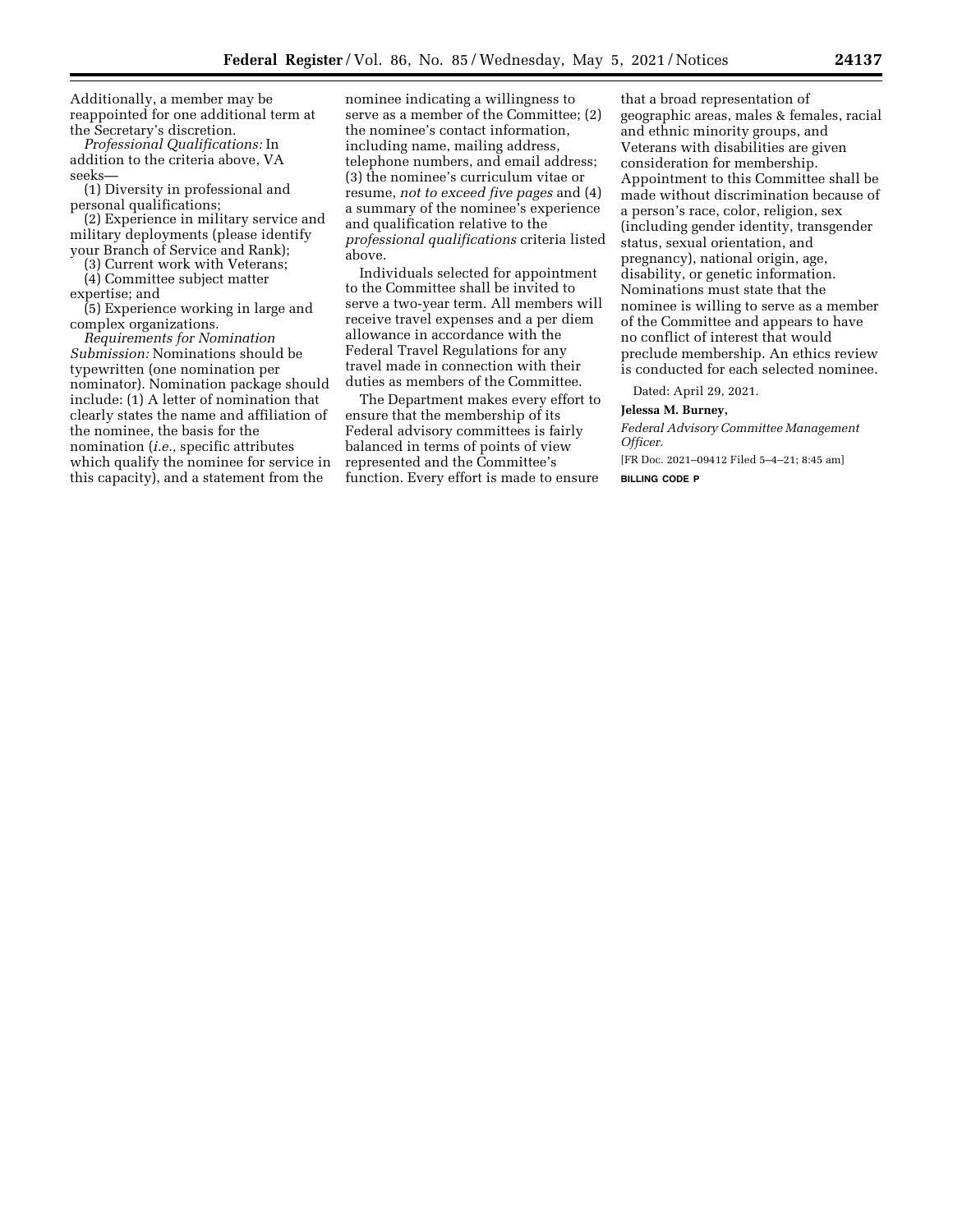Additionally, a member may be reappointed for one additional term at the Secretary's discretion.

*Professional Qualifications:* In addition to the criteria above, VA seeks—

(1) Diversity in professional and personal qualifications;

(2) Experience in military service and military deployments (please identify your Branch of Service and Rank);

(3) Current work with Veterans;

(4) Committee subject matter expertise; and

(5) Experience working in large and complex organizations.

*Requirements for Nomination Submission:* Nominations should be typewritten (one nomination per nominator). Nomination package should include: (1) A letter of nomination that clearly states the name and affiliation of the nominee, the basis for the nomination (*i.e.,* specific attributes which qualify the nominee for service in this capacity), and a statement from the nominee indicating a willingness to serve as a member of the Committee; (2) the nominee's contact information, including name, mailing address, telephone numbers, and email address; (3) the nominee's curriculum vitae or resume, *not to exceed five pages* and (4) a summary of the nominee's experience and qualification relative to the *professional qualifications* criteria listed above.

Individuals selected for appointment to the Committee shall be invited to serve a two-year term. All members will receive travel expenses and a per diem allowance in accordance with the Federal Travel Regulations for any travel made in connection with their duties as members of the Committee.

The Department makes every effort to ensure that the membership of its Federal advisory committees is fairly balanced in terms of points of view represented and the Committee's function. Every effort is made to ensure that a broad representation of geographic areas, males & females, racial and ethnic minority groups, and Veterans with disabilities are given consideration for membership. Appointment to this Committee shall be made without discrimination because of a person's race, color, religion, sex (including gender identity, transgender status, sexual orientation, and pregnancy), national origin, age, disability, or genetic information. Nominations must state that the nominee is willing to serve as a member of the Committee and appears to have no conflict of interest that would preclude membership. An ethics review is conducted for each selected nominee.

Dated: April 29, 2021.

**Jelessa M. Burney,**

*Federal Advisory Committee Management Officer.*

[FR Doc. 2021–09412 Filed 5–4–21; 8:45 am]

**BILLING CODE P**